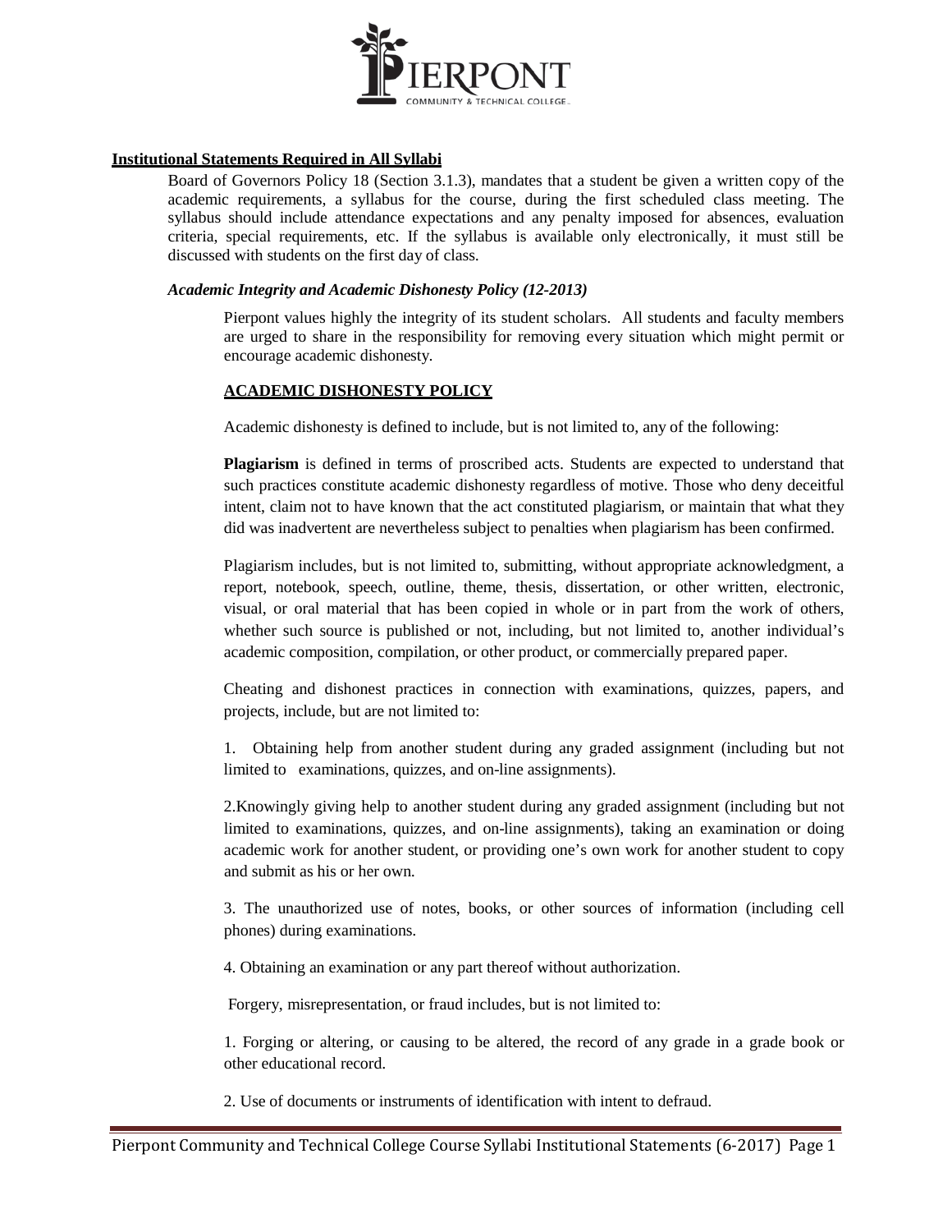## Institutional Statements Required in All Syllabi

Board of Governors Policy 18 (Section 3.1.3), mandates that a student be given a written copy of the academic requirements, a syllabus for the course, during the first scheduled class meeting. The syllabus should include attendance expectations and any penalty imposed for absences, evaluation criteria, special requirements, etc. If the syllabus is available only electronically, it must still be discussed with students on the first day of class.

### *Academic Integrity and Academic Dishonesty Policy (12-2013)*

Pierpont values highly the integrity of its student scholars. All students and faculty members are urged to share in the responsibility for removing every situation which might permit or encourage academic dishonesty.

#### ACADEMIC DISHONESTY POLICY

Academic dishonesty is defined to include, but is not limited to, any of the following:

**Plagiarism** is defined in terms of proscribed acts. Students are expected to understand that such practices constitute academic dishonesty regardless of motive. Those who deny deceitful intent, claim not to have known that the act constituted plagiarism, or maintain that what they did was inadvertent are nevertheless subject to penalties when plagiarism has been confirmed.

Plagiarism includes, but is not limited to, submitting, without appropriate acknowledgment, a report, notebook, speech, outline, theme, thesis, dissertation, or other written, electronic, visual, or oral material that has been copied in whole or in part from the work of others, whether such source is published or not, including, but not limited to, another individual's academic composition, compilation, or other product, or commercially prepared paper.

Cheating and dishonest practices in connection with examinations, quizzes, papers, and projects, include, but are not limited to:

1. Obtaining help from another student during any graded assignment (including but not limited to examinations, quizzes, and on-line assignments).

2. Knowingly giving help to another student during any graded assignment (including but not limited to examinations, quizzes, and on-line assignments), taking an examination or doing academic work for another student, or providing one's own work for another student to copy and submit as his or her own.

3. The unauthorized use of notes, books, or other sources of information (including cell phones) during examinations.

4. Obtaining an examination or any part thereof without authorization.

Forgery, misrepresentation, or fraud includes, but is not limited to:

1. Forging or altering, or causing to be altered, the record of any grade in a grade book or other educational record.

2. Use of documents or instruments of identification with intent to defraud.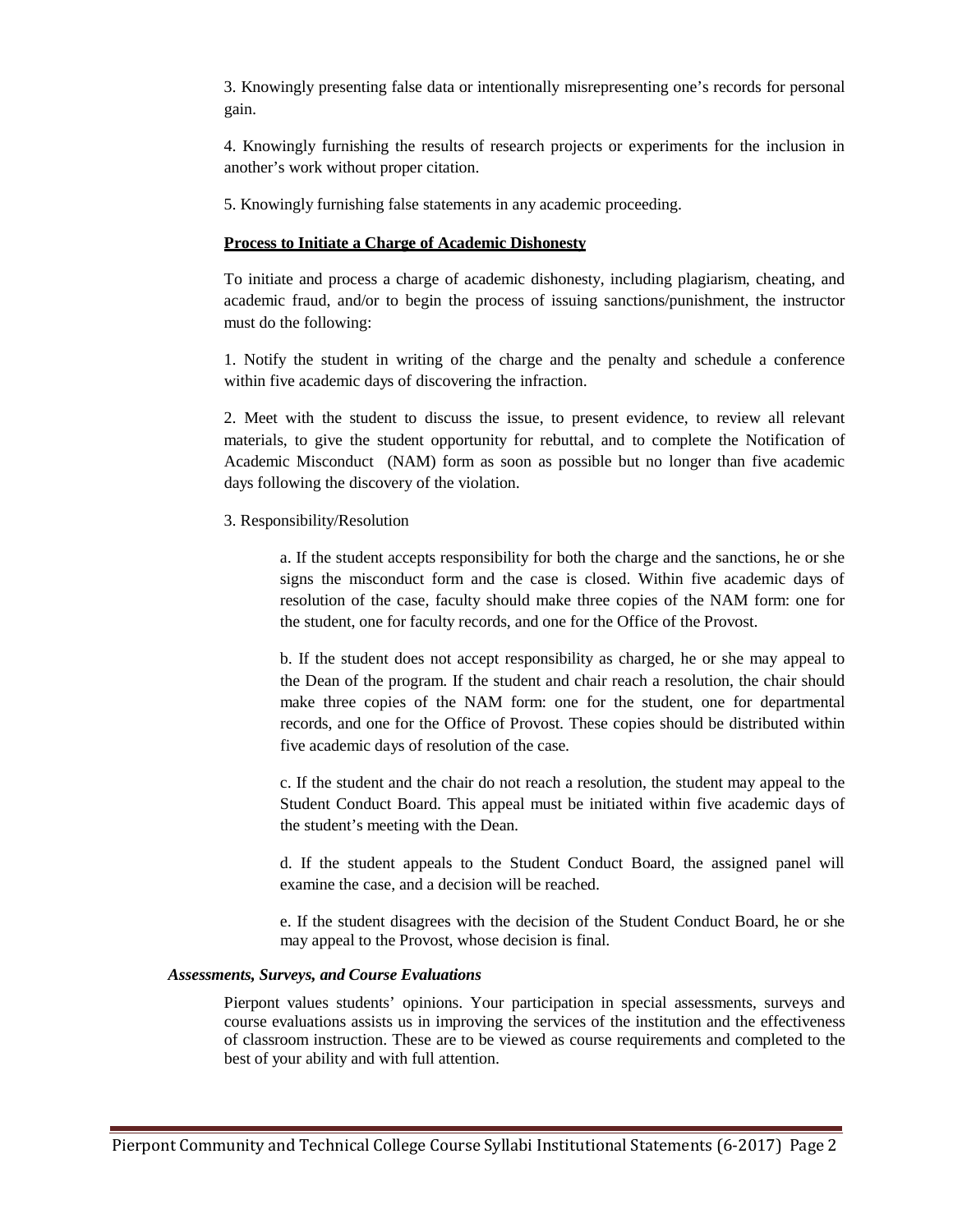3. Knowingly presenting false data or intentionally misrepresenting one's records for personal gain.

4. Knowingly furnishing the results of research projects or experiments for the inclusion in another's work without proper citation.

5. Knowingly furnishing false statements in any academic proceeding.

**Process to Initiate a Charge of Academic Dishonesty**

To initiate and process a charge of academic dishonesty, including plagiarism, cheating, and academic fraud, and/or to begin the process of issuing sanctions/punishment, the instructor must do the following:

1. Notify the student in writing of the charge and the penalty and schedule a conference within five academic days of discovering the infraction.

2. Meet with the student to discuss the issue, to present evidence, to review all relevant materials, to give the student opportunity for rebuttal, and to complete the Notification of Academic Misconduct (NAM) form as soon as possible but no longer than five academic days following the discovery of the violation.

3. Responsibility/Resolution

   a. If the student accepts responsibility for both the charge and the sanctions, he or she signs the misconduct form and the case is closed. Within five academic days of resolution of the case, faculty should make three copies of the NAM form: one for the student, one for faculty records, and one for the Office of the Provost.

   b. If the student does not accept responsibility as charged, he or she may appeal to the Dean of the program. If the student and chair reach a resolution, the chair should make three copies of the NAM form: one for the student, one for departmental records, and one for the Office of Provost. These copies should be distributed within five academic days of resolution of the case.

   c. If the student and the chair do not reach a resolution, the student may appeal to the Student Conduct Board. This appeal must be initiated within five academic days of the student's meeting with the Dean.

   d. If the student appeals to the Student Conduct Board, the assigned panel will examine the case, and a decision will be reached.

   e. If the student disagrees with the decision of the Student Conduct Board, he or she may appeal to the Provost, whose decision is final.

***Assessments, Surveys, and Course Evaluations***

Pierpont values students' opinions. Your participation in special assessments, surveys and course evaluations assists us in improving the services of the institution and the effectiveness of classroom instruction. These are to be viewed as course requirements and completed to the best of your ability and with full attention.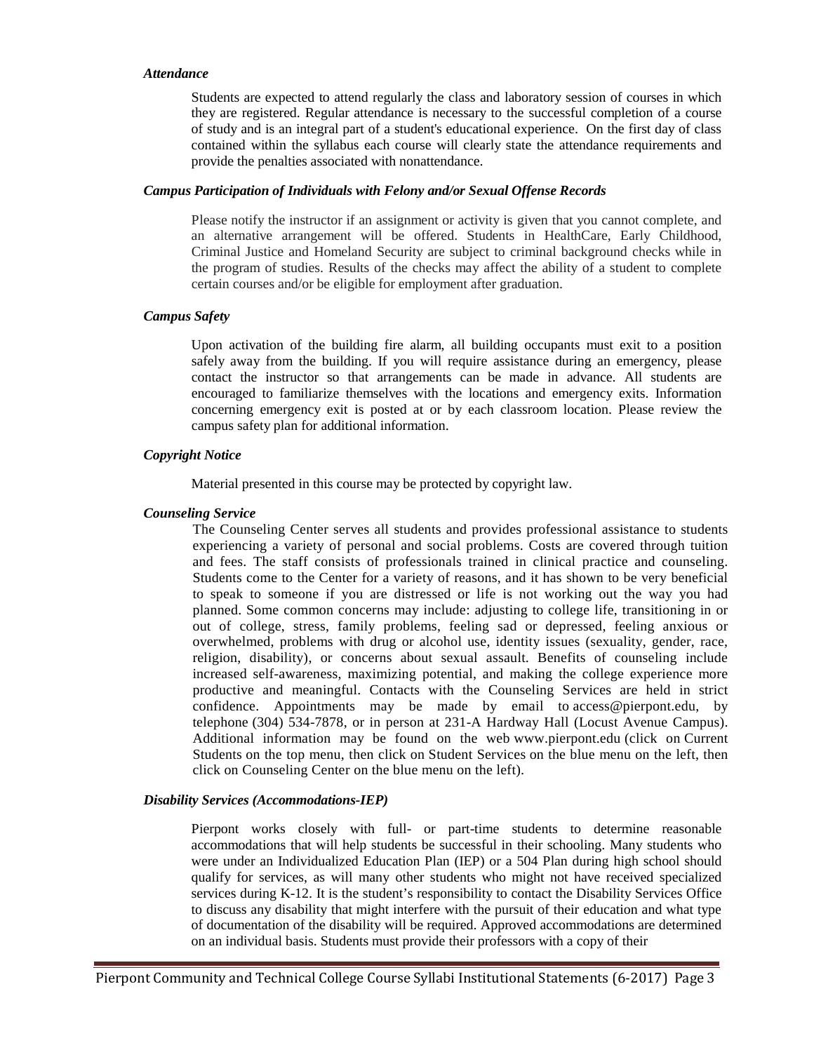### *Attendance*

Students are expected to attend regularly the class and laboratory session of courses in which they are registered. Regular attendance is necessary to the successful completion of a course of study and is an integral part of a student's educational experience. On the first day of class contained within the syllabus each course will clearly state the attendance requirements and provide the penalties associated with nonattendance.

### *Campus Participation of Individuals with Felony and/or Sexual Offense Records*

Please notify the instructor if an assignment or activity is given that you cannot complete, and an alternative arrangement will be offered. Students in HealthCare, Early Childhood, Criminal Justice and Homeland Security are subject to criminal background checks while in the program of studies. Results of the checks may affect the ability of a student to complete certain courses and/or be eligible for employment after graduation.

### *Campus Safety*

Upon activation of the building fire alarm, all building occupants must exit to a position safely away from the building. If you will require assistance during an emergency, please contact the instructor so that arrangements can be made in advance. All students are encouraged to familiarize themselves with the locations and emergency exits. Information concerning emergency exit is posted at or by each classroom location. Please review the campus safety plan for additional information.

### *Copyright Notice*

Material presented in this course may be protected by copyright law.

### *Counseling Service*

The Counseling Center serves all students and provides professional assistance to students experiencing a variety of personal and social problems. Costs are covered through tuition and fees. The staff consists of professionals trained in clinical practice and counseling. Students come to the Center for a variety of reasons, and it has shown to be very beneficial to speak to someone if you are distressed or life is not working out the way you had planned. Some common concerns may include: adjusting to college life, transitioning in or out of college, stress, family problems, feeling sad or depressed, feeling anxious or overwhelmed, problems with drug or alcohol use, identity issues (sexuality, gender, race, religion, disability), or concerns about sexual assault. Benefits of counseling include increased self-awareness, maximizing potential, and making the college experience more productive and meaningful. Contacts with the Counseling Services are held in strict confidence. Appointments may be made by email to access@pierpont.edu, by telephone (304) 534-7878, or in person at 231-A Hardway Hall (Locust Avenue Campus). Additional information may be found on the web www.pierpont.edu (click on Current Students on the top menu, then click on Student Services on the blue menu on the left, then click on Counseling Center on the blue menu on the left).

### *Disability Services (Accommodations-IEP)*

Pierpont works closely with full- or part-time students to determine reasonable accommodations that will help students be successful in their schooling. Many students who were under an Individualized Education Plan (IEP) or a 504 Plan during high school should qualify for services, as will many other students who might not have received specialized services during K-12. It is the student's responsibility to contact the Disability Services Office to discuss any disability that might interfere with the pursuit of their education and what type of documentation of the disability will be required. Approved accommodations are determined on an individual basis. Students must provide their professors with a copy of their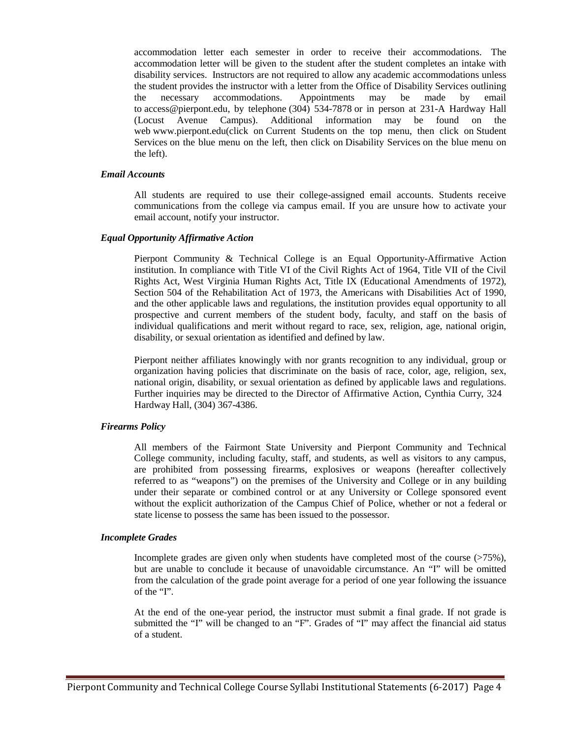accommodation letter each semester in order to receive their accommodations. The accommodation letter will be given to the student after the student completes an intake with disability services. Instructors are not required to allow any academic accommodations unless the student provides the instructor with a letter from the Office of Disability Services outlining the necessary accommodations. Appointments may be made by email to access@pierpont.edu, by telephone (304) 534-7878 or in person at 231-A Hardway Hall (Locust Avenue Campus). Additional information may be found on the web www.pierpont.edu(click on Current Students on the top menu, then click on Student Services on the blue menu on the left, then click on Disability Services on the blue menu on the left).

***Email Accounts***

All students are required to use their college-assigned email accounts. Students receive communications from the college via campus email. If you are unsure how to activate your email account, notify your instructor.

***Equal Opportunity Affirmative Action***

Pierpont Community & Technical College is an Equal Opportunity-Affirmative Action institution. In compliance with Title VI of the Civil Rights Act of 1964, Title VII of the Civil Rights Act, West Virginia Human Rights Act, Title IX (Educational Amendments of 1972), Section 504 of the Rehabilitation Act of 1973, the Americans with Disabilities Act of 1990, and the other applicable laws and regulations, the institution provides equal opportunity to all prospective and current members of the student body, faculty, and staff on the basis of individual qualifications and merit without regard to race, sex, religion, age, national origin, disability, or sexual orientation as identified and defined by law.

Pierpont neither affiliates knowingly with nor grants recognition to any individual, group or organization having policies that discriminate on the basis of race, color, age, religion, sex, national origin, disability, or sexual orientation as defined by applicable laws and regulations. Further inquiries may be directed to the Director of Affirmative Action, Cynthia Curry, 324 Hardway Hall, (304) 367-4386.

***Firearms Policy***

All members of the Fairmont State University and Pierpont Community and Technical College community, including faculty, staff, and students, as well as visitors to any campus, are prohibited from possessing firearms, explosives or weapons (hereafter collectively referred to as "weapons") on the premises of the University and College or in any building under their separate or combined control or at any University or College sponsored event without the explicit authorization of the Campus Chief of Police, whether or not a federal or state license to possess the same has been issued to the possessor.

***Incomplete Grades***

Incomplete grades are given only when students have completed most of the course (>75%), but are unable to conclude it because of unavoidable circumstance. An "I" will be omitted from the calculation of the grade point average for a period of one year following the issuance of the "I".

At the end of the one-year period, the instructor must submit a final grade. If not grade is submitted the "I" will be changed to an "F". Grades of "I" may affect the financial aid status of a student.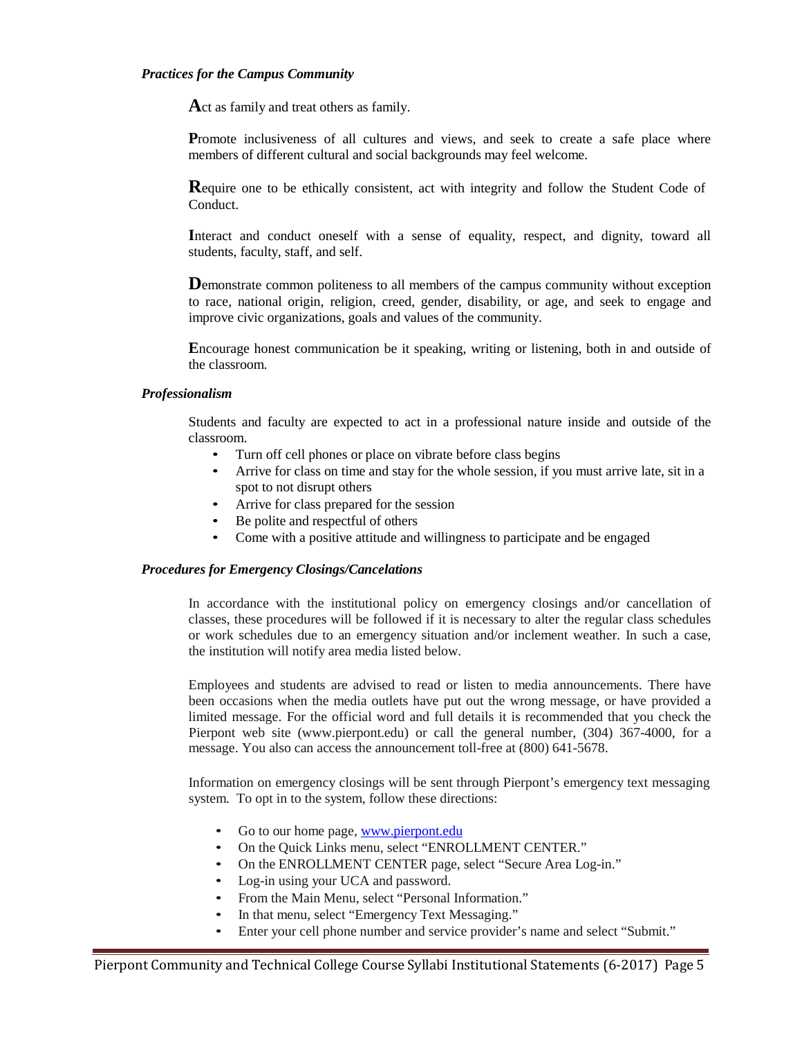### *Practices for the Campus Community*

**A**ct as family and treat others as family.

**P**romote inclusiveness of all cultures and views, and seek to create a safe place where members of different cultural and social backgrounds may feel welcome.

**R**equire one to be ethically consistent, act with integrity and follow the Student Code of Conduct.

**I**nteract and conduct oneself with a sense of equality, respect, and dignity, toward all students, faculty, staff, and self.

**D**emonstrate common politeness to all members of the campus community without exception to race, national origin, religion, creed, gender, disability, or age, and seek to engage and improve civic organizations, goals and values of the community.

**E**ncourage honest communication be it speaking, writing or listening, both in and outside of the classroom.

### *Professionalism*

Students and faculty are expected to act in a professional nature inside and outside of the classroom.

- Turn off cell phones or place on vibrate before class begins
- Arrive for class on time and stay for the whole session, if you must arrive late, sit in a spot to not disrupt others
- Arrive for class prepared for the session
- Be polite and respectful of others
- Come with a positive attitude and willingness to participate and be engaged

### *Procedures for Emergency Closings/Cancelations*

In accordance with the institutional policy on emergency closings and/or cancellation of classes, these procedures will be followed if it is necessary to alter the regular class schedules or work schedules due to an emergency situation and/or inclement weather. In such a case, the institution will notify area media listed below.

Employees and students are advised to read or listen to media announcements. There have been occasions when the media outlets have put out the wrong message, or have provided a limited message. For the official word and full details it is recommended that you check the Pierpont web site (www.pierpont.edu) or call the general number, (304) 367-4000, for a message. You also can access the announcement toll-free at (800) 641-5678.

Information on emergency closings will be sent through Pierpont's emergency text messaging system. To opt in to the system, follow these directions:

- Go to our home page, www.pierpont.edu
- On the Quick Links menu, select "ENROLLMENT CENTER."
- On the ENROLLMENT CENTER page, select "Secure Area Log-in."
- Log-in using your UCA and password.
- From the Main Menu, select "Personal Information."
- In that menu, select "Emergency Text Messaging."
- Enter your cell phone number and service provider's name and select "Submit."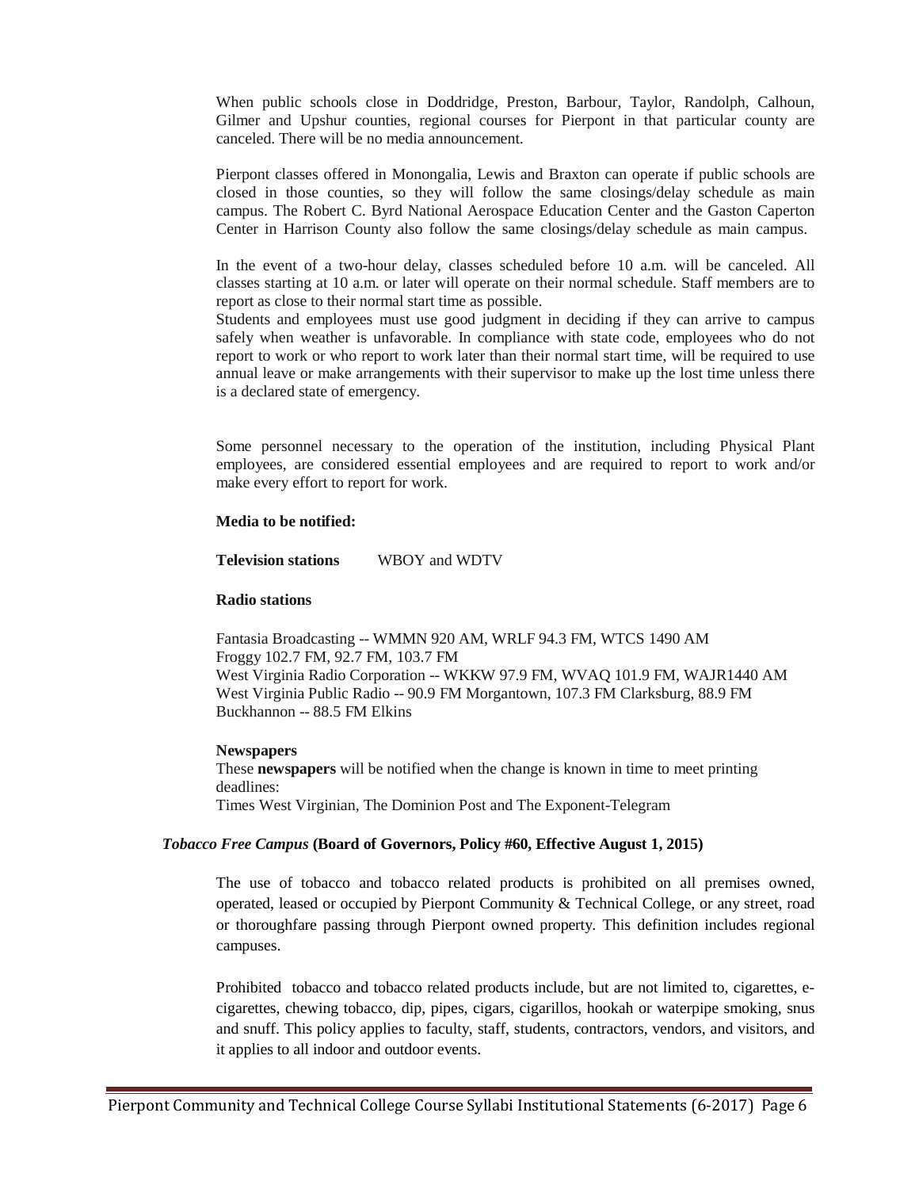When public schools close in Doddridge, Preston, Barbour, Taylor, Randolph, Calhoun, Gilmer and Upshur counties, regional courses for Pierpont in that particular county are canceled. There will be no media announcement.

Pierpont classes offered in Monongalia, Lewis and Braxton can operate if public schools are closed in those counties, so they will follow the same closings/delay schedule as main campus. The Robert C. Byrd National Aerospace Education Center and the Gaston Caperton Center in Harrison County also follow the same closings/delay schedule as main campus.

In the event of a two-hour delay, classes scheduled before 10 a.m. will be canceled. All classes starting at 10 a.m. or later will operate on their normal schedule. Staff members are to report as close to their normal start time as possible.

Students and employees must use good judgment in deciding if they can arrive to campus safely when weather is unfavorable. In compliance with state code, employees who do not report to work or who report to work later than their normal start time, will be required to use annual leave or make arrangements with their supervisor to make up the lost time unless there is a declared state of emergency.

Some personnel necessary to the operation of the institution, including Physical Plant employees, are considered essential employees and are required to report to work and/or make every effort to report for work.

**Media to be notified:**

**Television stations** WBOY and WDTV

**Radio stations**

Fantasia Broadcasting -- WMMN 920 AM, WRLF 94.3 FM, WTCS 1490 AM
Froggy 102.7 FM, 92.7 FM, 103.7 FM
West Virginia Radio Corporation -- WKKW 97.9 FM, WVAQ 101.9 FM, WAJR1440 AM
West Virginia Public Radio -- 90.9 FM Morgantown, 107.3 FM Clarksburg, 88.9 FM Buckhannon -- 88.5 FM Elkins

**Newspapers**

These **newspapers** will be notified when the change is known in time to meet printing deadlines:
Times West Virginian, The Dominion Post and The Exponent-Telegram

***Tobacco Free Campus* (Board of Governors, Policy #60, Effective August 1, 2015)**

The use of tobacco and tobacco related products is prohibited on all premises owned, operated, leased or occupied by Pierpont Community & Technical College, or any street, road or thoroughfare passing through Pierpont owned property. This definition includes regional campuses.

Prohibited tobacco and tobacco related products include, but are not limited to, cigarettes, e-cigarettes, chewing tobacco, dip, pipes, cigars, cigarillos, hookah or waterpipe smoking, snus and snuff. This policy applies to faculty, staff, students, contractors, vendors, and visitors, and it applies to all indoor and outdoor events.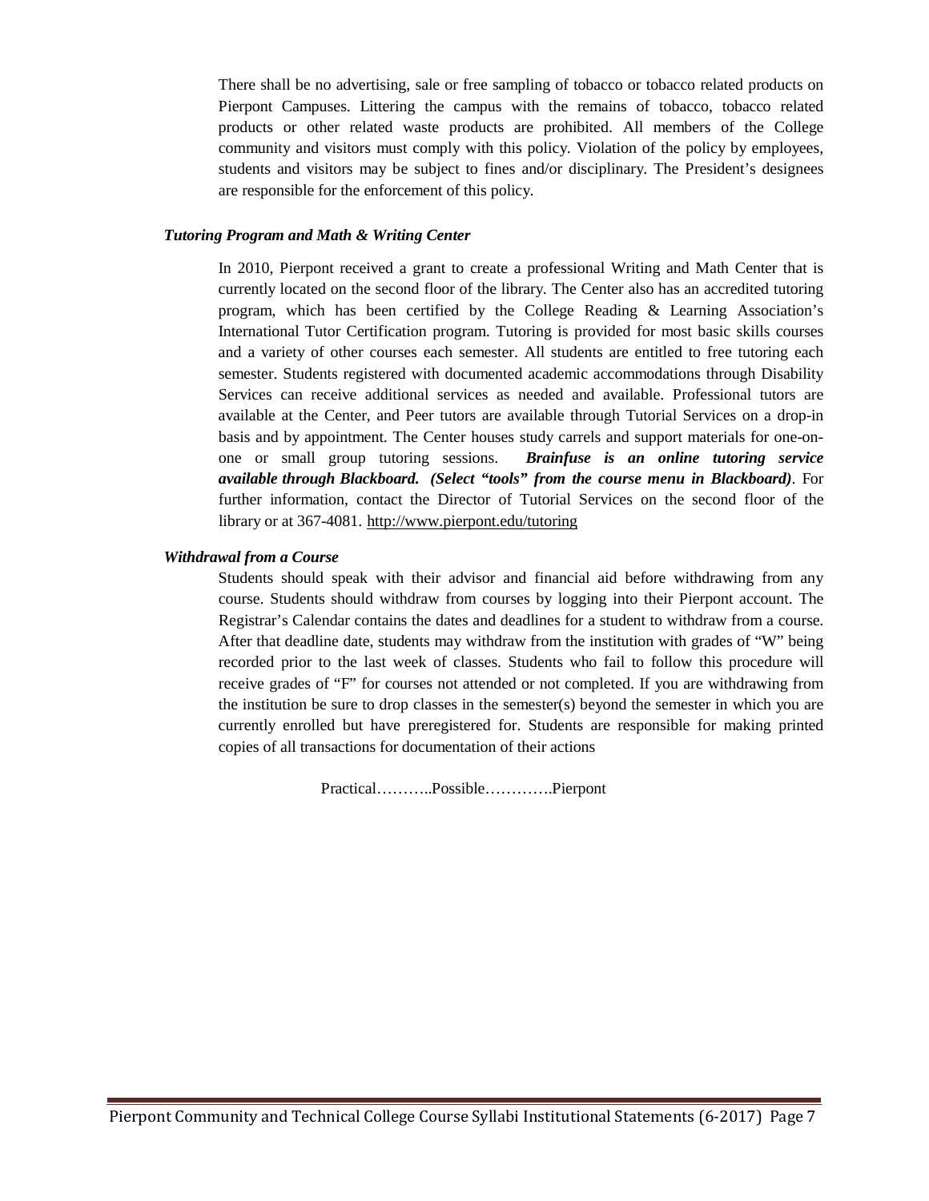There shall be no advertising, sale or free sampling of tobacco or tobacco related products on Pierpont Campuses. Littering the campus with the remains of tobacco, tobacco related products or other related waste products are prohibited. All members of the College community and visitors must comply with this policy. Violation of the policy by employees, students and visitors may be subject to fines and/or disciplinary. The President's designees are responsible for the enforcement of this policy.

***Tutoring Program and Math & Writing Center***

In 2010, Pierpont received a grant to create a professional Writing and Math Center that is currently located on the second floor of the library. The Center also has an accredited tutoring program, which has been certified by the College Reading & Learning Association's International Tutor Certification program. Tutoring is provided for most basic skills courses and a variety of other courses each semester. All students are entitled to free tutoring each semester. Students registered with documented academic accommodations through Disability Services can receive additional services as needed and available. Professional tutors are available at the Center, and Peer tutors are available through Tutorial Services on a drop-in basis and by appointment. The Center houses study carrels and support materials for one-on-one or small group tutoring sessions. ***Brainfuse is an online tutoring service available through Blackboard. (Select "tools" from the course menu in Blackboard)***. For further information, contact the Director of Tutorial Services on the second floor of the library or at 367-4081. http://www.pierpont.edu/tutoring

***Withdrawal from a Course***

Students should speak with their advisor and financial aid before withdrawing from any course. Students should withdraw from courses by logging into their Pierpont account. The Registrar's Calendar contains the dates and deadlines for a student to withdraw from a course. After that deadline date, students may withdraw from the institution with grades of "W" being recorded prior to the last week of classes. Students who fail to follow this procedure will receive grades of "F" for courses not attended or not completed. If you are withdrawing from the institution be sure to drop classes in the semester(s) beyond the semester in which you are currently enrolled but have preregistered for. Students are responsible for making printed copies of all transactions for documentation of their actions

Practical………..Possible………….Pierpont